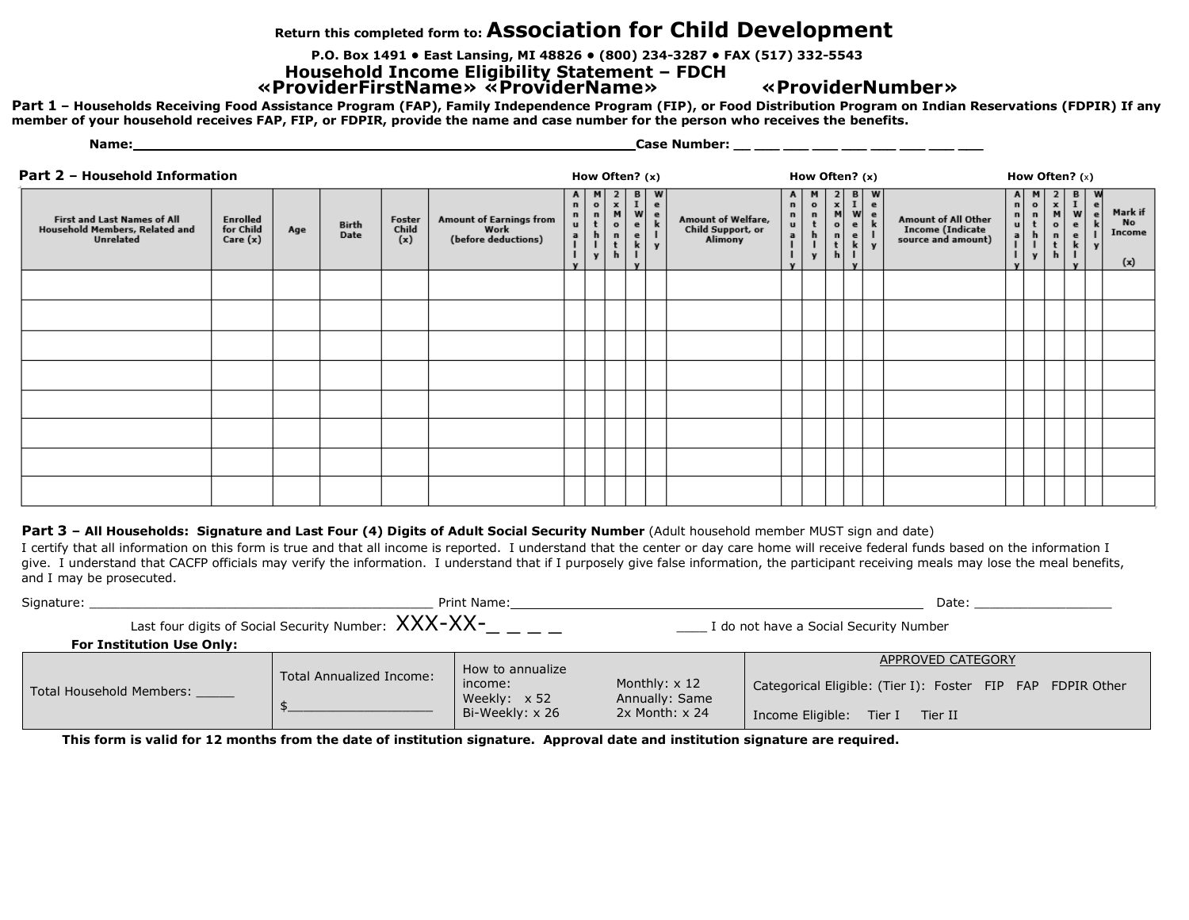Return this completed form to: **Association for Child Development**

**P.O. Box 1491 • East Lansing, MI 48826 • (800) 234-3287 • FAX (517) 332-5543**

# Household Income Eligibility Statement – FDCH

**«ProviderFirstName» «ProviderName» «ProviderNumber»**

**Part 1 – Households Receiving Food Assistance Program (FAP), Family Independence Program (FIP), or Food Distribution Program on Indian Reservations (FDPIR) If any member of your household receives FAP, FIP, or FDPIR, provide the name and case number for the person who receives the benefits.**

**Name:**_____________________________________________________________**Case Number:** __ ___ ___ ___ ___ ___ ___ ___ ___

**Part 2 – Household Information**

| First and Last Names of All Household Members, Related and Unrelated | Enrolled for Child Care (x) | Age | Birth Date | Foster Child (x) | Amount of Earnings from Work (before deductions) | How Often? (x) Annually | Monthly | 2x Month | BI Weekly | Weekly | Amount of Welfare, Child Support, or Alimony | How Often? (x) Annually | Monthly | 2x Month | BI Weekly | Weekly | Amount of All Other Income (Indicate source and amount) | How Often? (x) Annually | Monthly | 2x Month | BI Weekly | Weekly | Mark if No Income (x) |
|---|---|---|---|---|---|---|---|---|---|---|---|---|---|---|---|---|---|---|---|---|---|---|---|
| | | | | | | | | | | | | | | | | | | | | | | | |
| | | | | | | | | | | | | | | | | | | | | | | | |
| | | | | | | | | | | | | | | | | | | | | | | | |
| | | | | | | | | | | | | | | | | | | | | | | | |
| | | | | | | | | | | | | | | | | | | | | | | | |
| | | | | | | | | | | | | | | | | | | | | | | | |
| | | | | | | | | | | | | | | | | | | | | | | | |
| | | | | | | | | | | | | | | | | | | | | | | | |

**Part 3 – All Households: Signature and Last Four (4) Digits of Adult Social Security Number** (Adult household member MUST sign and date)

I certify that all information on this form is true and that all income is reported. I understand that the center or day care home will receive federal funds based on the information I give. I understand that CACFP officials may verify the information. I understand that if I purposely give false information, the participant receiving meals may lose the meal benefits, and I may be prosecuted.

Signature: ____________________________________________ Print Name:____________________________________________________ Date: __________________

Last four digits of Social Security Number: XXX-XX-_ _ _ _ ____ I do not have a Social Security Number

**For Institution Use Only:**

| Total Household Members: _____ | Total Annualized Income: $__________________ | How to annualize income: Weekly: x 52 Bi-Weekly: x 26 Monthly: x 12 Annually: Same 2x Month: x 24 | APPROVED CATEGORY Categorical Eligible: (Tier I): Foster FIP FAP FDPIR Other Income Eligible: Tier I Tier II |
|---|---|---|---|

**This form is valid for 12 months from the date of institution signature. Approval date and institution signature are required.**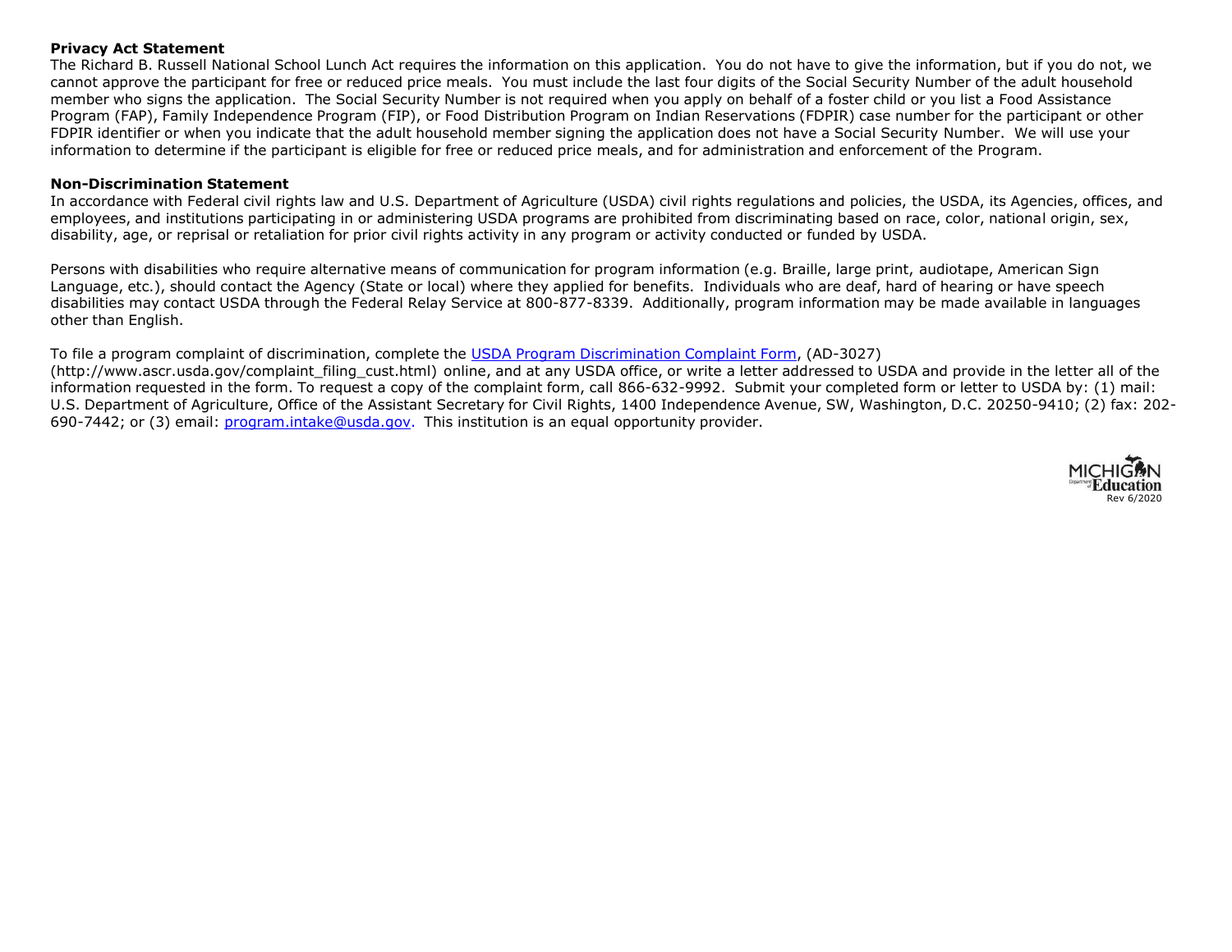**Privacy Act Statement**

The Richard B. Russell National School Lunch Act requires the information on this application. You do not have to give the information, but if you do not, we cannot approve the participant for free or reduced price meals. You must include the last four digits of the Social Security Number of the adult household member who signs the application. The Social Security Number is not required when you apply on behalf of a foster child or you list a Food Assistance Program (FAP), Family Independence Program (FIP), or Food Distribution Program on Indian Reservations (FDPIR) case number for the participant or other FDPIR identifier or when you indicate that the adult household member signing the application does not have a Social Security Number. We will use your information to determine if the participant is eligible for free or reduced price meals, and for administration and enforcement of the Program.

**Non-Discrimination Statement**

In accordance with Federal civil rights law and U.S. Department of Agriculture (USDA) civil rights regulations and policies, the USDA, its Agencies, offices, and employees, and institutions participating in or administering USDA programs are prohibited from discriminating based on race, color, national origin, sex, disability, age, or reprisal or retaliation for prior civil rights activity in any program or activity conducted or funded by USDA.

Persons with disabilities who require alternative means of communication for program information (e.g. Braille, large print, audiotape, American Sign Language, etc.), should contact the Agency (State or local) where they applied for benefits. Individuals who are deaf, hard of hearing or have speech disabilities may contact USDA through the Federal Relay Service at 800-877-8339. Additionally, program information may be made available in languages other than English.

To file a program complaint of discrimination, complete the USDA Program Discrimination Complaint Form, (AD-3027) (http://www.ascr.usda.gov/complaint_filing_cust.html) online, and at any USDA office, or write a letter addressed to USDA and provide in the letter all of the information requested in the form. To request a copy of the complaint form, call 866-632-9992. Submit your completed form or letter to USDA by: (1) mail: U.S. Department of Agriculture, Office of the Assistant Secretary for Civil Rights, 1400 Independence Avenue, SW, Washington, D.C. 20250-9410; (2) fax: 202-690-7442; or (3) email: program.intake@usda.gov. This institution is an equal opportunity provider.

MICHIGAN Department of Education
Rev 6/2020